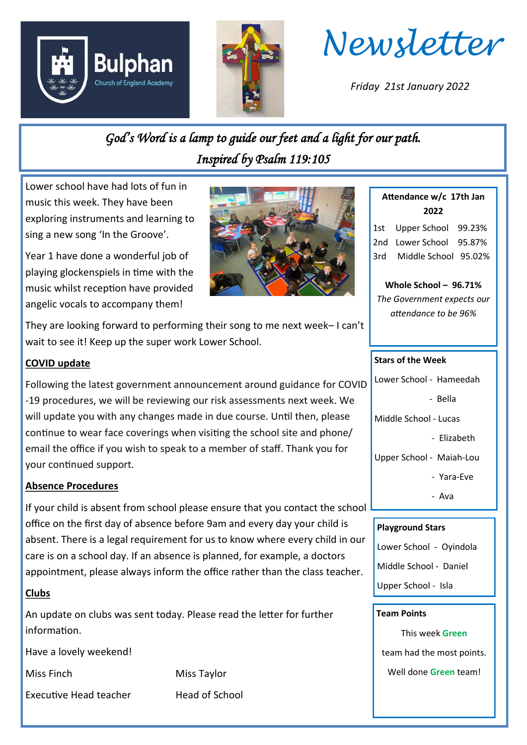Bulphan Church of England Academy

# Newsletter

*Friday 21st January 2022*

*God's Word is a lamp to guide our feet and a light for our path.*
*Inspired by Psalm 119:105*

Lower school have had lots of fun in music this week. They have been exploring instruments and learning to sing a new song 'In the Groove'.

Year 1 have done a wonderful job of playing glockenspiels in time with the music whilst reception have provided angelic vocals to accompany them!

They are looking forward to performing their song to me next week– I can't wait to see it! Keep up the super work Lower School.

## COVID update

Following the latest government announcement around guidance for COVID-19 procedures, we will be reviewing our risk assessments next week. We will update you with any changes made in due course. Until then, please continue to wear face coverings when visiting the school site and phone/ email the office if you wish to speak to a member of staff. Thank you for your continued support.

## Absence Procedures

If your child is absent from school please ensure that you contact the school office on the first day of absence before 9am and every day your child is absent. There is a legal requirement for us to know where every child in our care is on a school day. If an absence is planned, for example, a doctors appointment, please always inform the office rather than the class teacher.

## Clubs

An update on clubs was sent today. Please read the letter for further information.

Have a lovely weekend!

Miss Finch
Executive Head teacher

Miss Taylor
Head of School

### Attendance w/c 17th Jan 2022

| | | |
|---|---|---|
| 1st | Upper School | 99.23% |
| 2nd | Lower School | 95.87% |
| 3rd | Middle School | 95.02% |

**Whole School – 96.71%**

*The Government expects our attendance to be 96%*

### Stars of the Week

Lower School - Hameedah
- Bella

Middle School - Lucas
- Elizabeth

Upper School - Maiah-Lou
- Yara-Eve
- Ava

### Playground Stars

Lower School - Oyindola

Middle School - Daniel

Upper School - Isla

### Team Points

This week **Green** team had the most points. Well done **Green** team!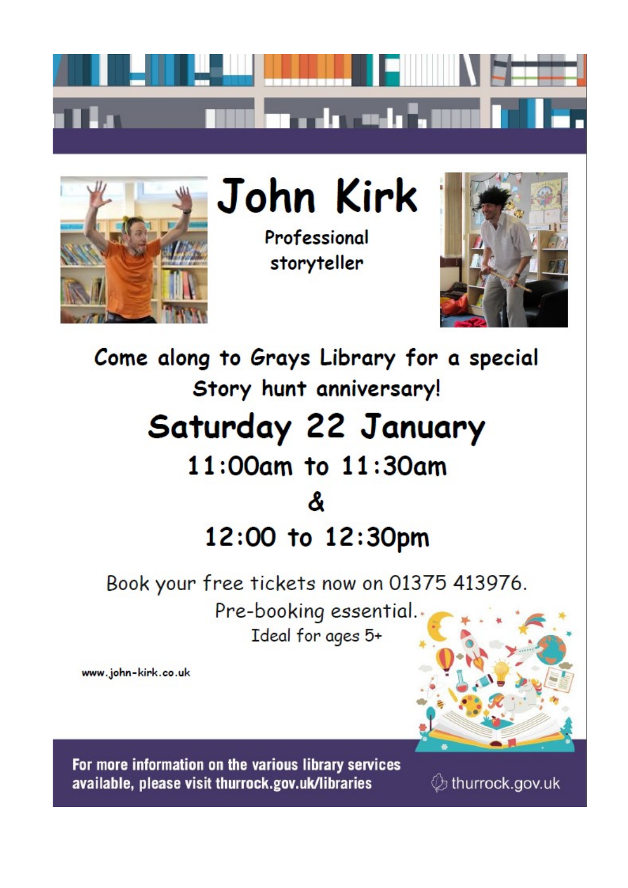# John Kirk

Professional storyteller

Come along to Grays Library for a special Story hunt anniversary!

## Saturday 22 January

### 11:00am to 11:30am

### &

### 12:00 to 12:30pm

Book your free tickets now on 01375 413976.

Pre-booking essential.

Ideal for ages 5+

www.john-kirk.co.uk

**For more information on the various library services available, please visit thurrock.gov.uk/libraries**

thurrock.gov.uk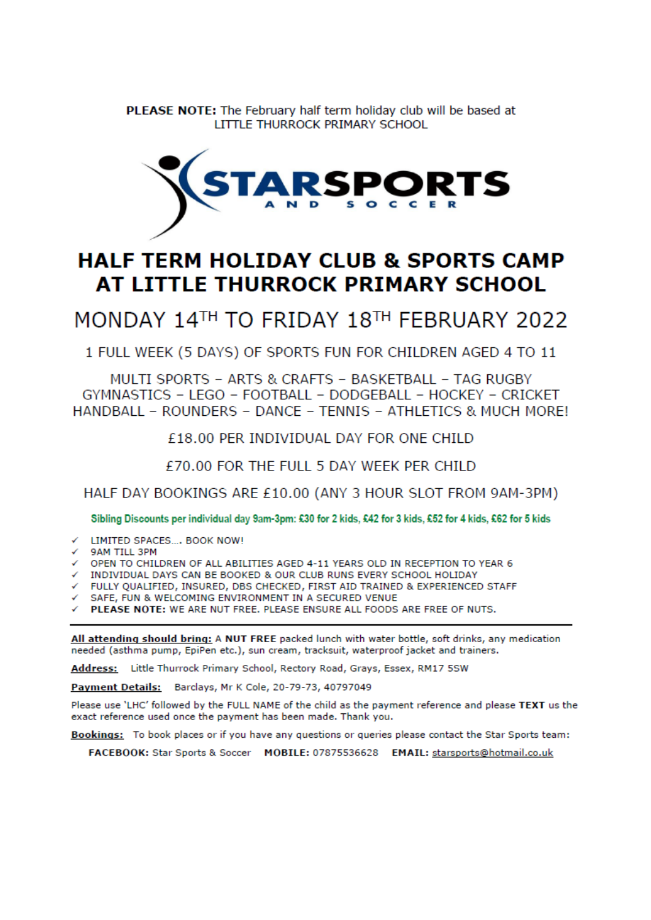**PLEASE NOTE:** The February half term holiday club will be based at LITTLE THURROCK PRIMARY SCHOOL

STARSPORTS AND SOCCER

# HALF TERM HOLIDAY CLUB & SPORTS CAMP AT LITTLE THURROCK PRIMARY SCHOOL

## MONDAY 14TH TO FRIDAY 18TH FEBRUARY 2022

1 FULL WEEK (5 DAYS) OF SPORTS FUN FOR CHILDREN AGED 4 TO 11

MULTI SPORTS – ARTS & CRAFTS – BASKETBALL – TAG RUGBY GYMNASTICS – LEGO – FOOTBALL – DODGEBALL – HOCKEY – CRICKET HANDBALL – ROUNDERS – DANCE – TENNIS – ATHLETICS & MUCH MORE!

£18.00 PER INDIVIDUAL DAY FOR ONE CHILD

£70.00 FOR THE FULL 5 DAY WEEK PER CHILD

HALF DAY BOOKINGS ARE £10.00 (ANY 3 HOUR SLOT FROM 9AM-3PM)

**Sibling Discounts per individual day 9am-3pm: £30 for 2 kids, £42 for 3 kids, £52 for 4 kids, £62 for 5 kids**

- ✓ LIMITED SPACES…. BOOK NOW!
- ✓ 9AM TILL 3PM
- ✓ OPEN TO CHILDREN OF ALL ABILITIES AGED 4-11 YEARS OLD IN RECEPTION TO YEAR 6
- ✓ INDIVIDUAL DAYS CAN BE BOOKED & OUR CLUB RUNS EVERY SCHOOL HOLIDAY
- ✓ FULLY QUALIFIED, INSURED, DBS CHECKED, FIRST AID TRAINED & EXPERIENCED STAFF
- ✓ SAFE, FUN & WELCOMING ENVIRONMENT IN A SECURED VENUE
- ✓ **PLEASE NOTE:** WE ARE NUT FREE. PLEASE ENSURE ALL FOODS ARE FREE OF NUTS.

---

**All attending should bring:** A **NUT FREE** packed lunch with water bottle, soft drinks, any medication needed (asthma pump, EpiPen etc.), sun cream, tracksuit, waterproof jacket and trainers.

**Address:** Little Thurrock Primary School, Rectory Road, Grays, Essex, RM17 5SW

**Payment Details:** Barclays, Mr K Cole, 20-79-73, 40797049

Please use 'LHC' followed by the FULL NAME of the child as the payment reference and please **TEXT** us the exact reference used once the payment has been made. Thank you.

**Bookings:** To book places or if you have any questions or queries please contact the Star Sports team:

**FACEBOOK:** Star Sports & Soccer **MOBILE:** 07875536628 **EMAIL:** starsports@hotmail.co.uk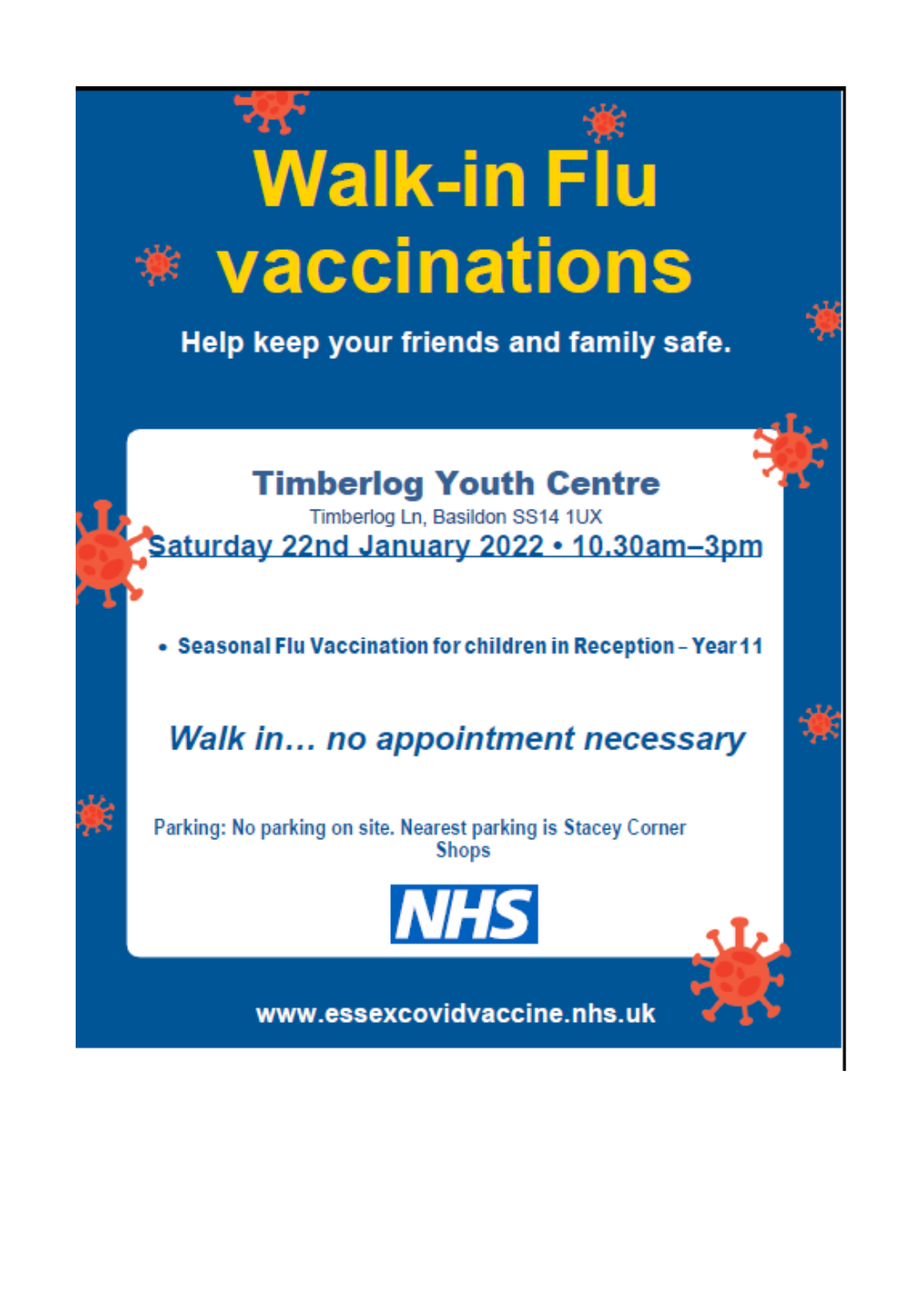# Walk-in Flu vaccinations

**Help keep your friends and family safe.**

## Timberlog Youth Centre

Timberlog Ln, Basildon SS14 1UX

**Saturday 22nd January 2022 • 10.30am–3pm**

- **Seasonal Flu Vaccination for children in Reception – Year 11**

***Walk in… no appointment necessary***

Parking: No parking on site. Nearest parking is Stacey Corner Shops

NHS

**www.essexcovidvaccine.nhs.uk**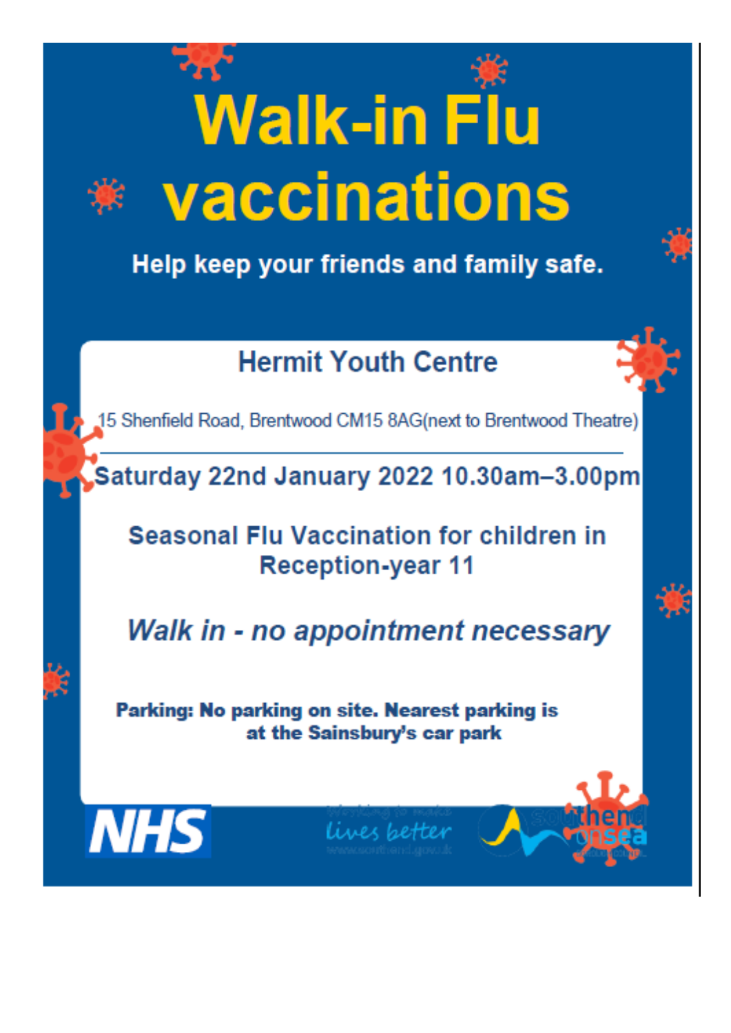# Walk-in Flu vaccinations

**Help keep your friends and family safe.**

## Hermit Youth Centre

15 Shenfield Road, Brentwood CM15 8AG(next to Brentwood Theatre)

---

**Saturday 22nd January 2022 10.30am–3.00pm**

**Seasonal Flu Vaccination for children in Reception-year 11**

***Walk in - no appointment necessary***

**Parking: No parking on site. Nearest parking is at the Sainsbury's car park**

NHS

Working to make lives better
www.southend.gov.uk

Southend-on-Sea Borough Council